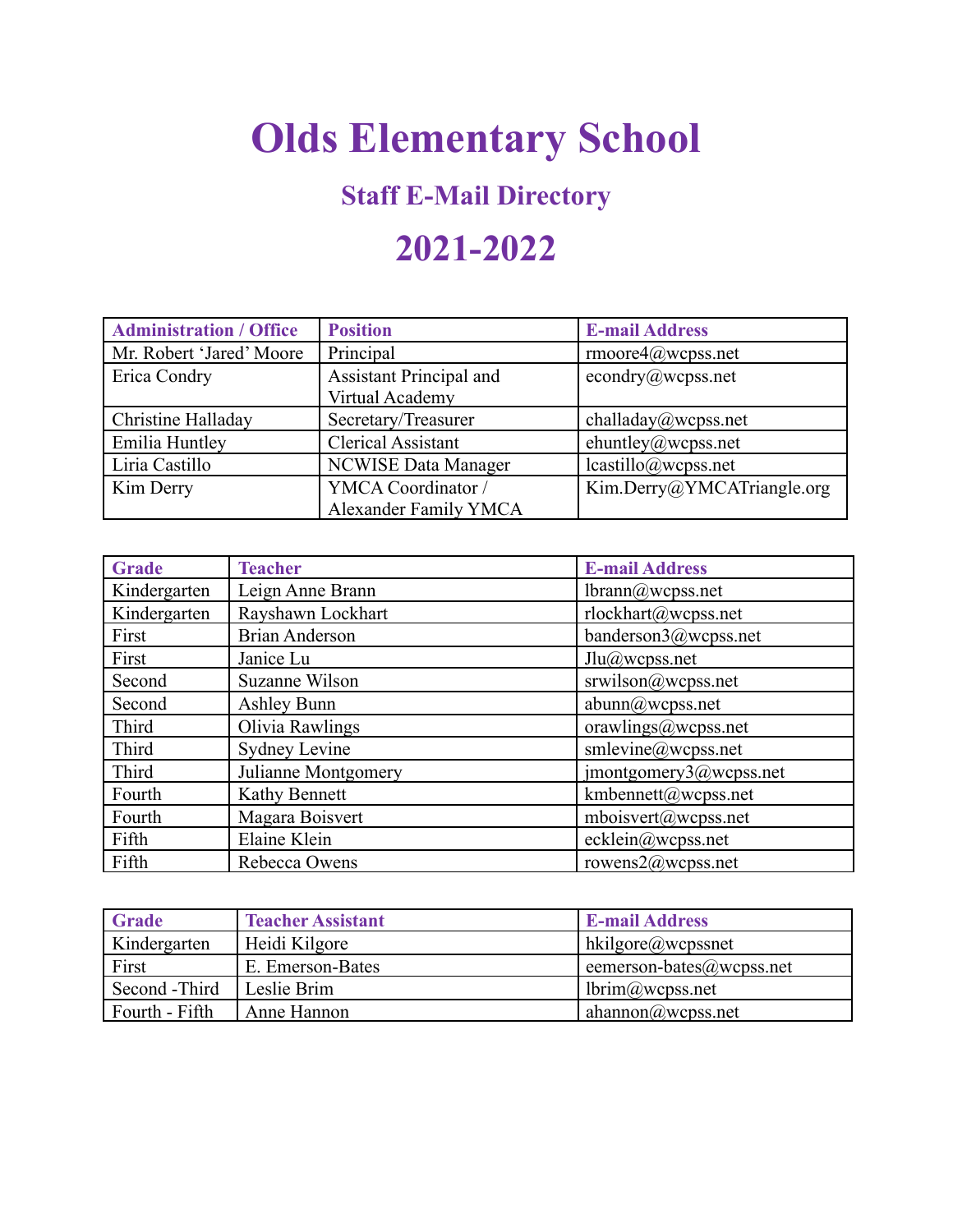# Olds Elementary School

## Staff E-Mail Directory

# 2021-2022

| Administration / Office | Position | E-mail Address |
|---|---|---|
| Mr. Robert 'Jared' Moore | Principal | rmoore4@wcpss.net |
| Erica Condry | Assistant Principal and Virtual Academy | econdry@wcpss.net |
| Christine Halladay | Secretary/Treasurer | challaday@wcpss.net |
| Emilia Huntley | Clerical Assistant | ehuntley@wcpss.net |
| Liria Castillo | NCWISE Data Manager | lcastillo@wcpss.net |
| Kim Derry | YMCA Coordinator / Alexander Family YMCA | Kim.Derry@YMCATriangle.org |

| Grade | Teacher | E-mail Address |
|---|---|---|
| Kindergarten | Leign Anne Brann | lbrann@wcpss.net |
| Kindergarten | Rayshawn Lockhart | rlockhart@wcpss.net |
| First | Brian Anderson | banderson3@wcpss.net |
| First | Janice Lu | Jlu@wcpss.net |
| Second | Suzanne Wilson | srwilson@wcpss.net |
| Second | Ashley Bunn | abunn@wcpss.net |
| Third | Olivia Rawlings | orawlings@wcpss.net |
| Third | Sydney Levine | smlevine@wcpss.net |
| Third | Julianne Montgomery | jmontgomery3@wcpss.net |
| Fourth | Kathy Bennett | kmbennett@wcpss.net |
| Fourth | Magara Boisvert | mboisvert@wcpss.net |
| Fifth | Elaine Klein | ecklein@wcpss.net |
| Fifth | Rebecca Owens | rowens2@wcpss.net |

| Grade | Teacher Assistant | E-mail Address |
|---|---|---|
| Kindergarten | Heidi Kilgore | hkilgore@wcpssnet |
| First | E. Emerson-Bates | eemerson-bates@wcpss.net |
| Second -Third | Leslie Brim | lbrim@wcpss.net |
| Fourth - Fifth | Anne Hannon | ahannon@wcpss.net |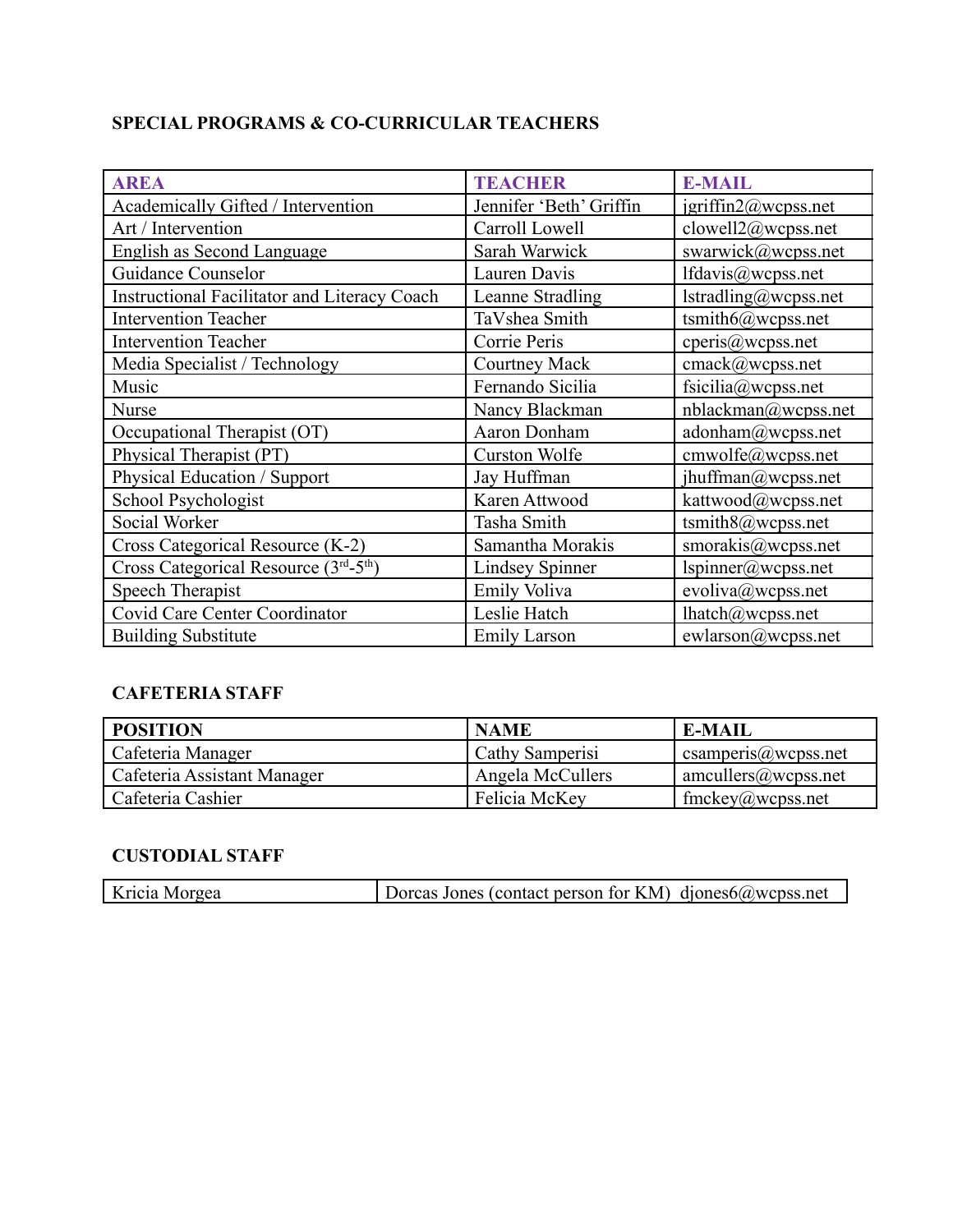**SPECIAL PROGRAMS & CO-CURRICULAR TEACHERS**

| AREA | TEACHER | E-MAIL |
|---|---|---|
| Academically Gifted / Intervention | Jennifer 'Beth' Griffin | jgriffin2@wcpss.net |
| Art / Intervention | Carroll Lowell | clowell2@wcpss.net |
| English as Second Language | Sarah Warwick | swarwick@wcpss.net |
| Guidance Counselor | Lauren Davis | lfdavis@wcpss.net |
| Instructional Facilitator and Literacy Coach | Leanne Stradling | lstradling@wcpss.net |
| Intervention Teacher | TaVshea Smith | tsmith6@wcpss.net |
| Intervention Teacher | Corrie Peris | cperis@wcpss.net |
| Media Specialist / Technology | Courtney Mack | cmack@wcpss.net |
| Music | Fernando Sicilia | fsicilia@wcpss.net |
| Nurse | Nancy Blackman | nblackman@wcpss.net |
| Occupational Therapist (OT) | Aaron Donham | adonham@wcpss.net |
| Physical Therapist (PT) | Curston Wolfe | cmwolfe@wcpss.net |
| Physical Education / Support | Jay Huffman | jhuffman@wcpss.net |
| School Psychologist | Karen Attwood | kattwood@wcpss.net |
| Social Worker | Tasha Smith | tsmith8@wcpss.net |
| Cross Categorical Resource (K-2) | Samantha Morakis | smorakis@wcpss.net |
| Cross Categorical Resource (3rd-5th) | Lindsey Spinner | lspinner@wcpss.net |
| Speech Therapist | Emily Voliva | evoliva@wcpss.net |
| Covid Care Center Coordinator | Leslie Hatch | lhatch@wcpss.net |
| Building Substitute | Emily Larson | ewlarson@wcpss.net |

**CAFETERIA STAFF**

| POSITION | NAME | E-MAIL |
|---|---|---|
| Cafeteria Manager | Cathy Samperisi | csamperis@wcpss.net |
| Cafeteria Assistant Manager | Angela McCullers | amcullers@wcpss.net |
| Cafeteria Cashier | Felicia McKey | fmckey@wcpss.net |

**CUSTODIAL STAFF**

| | |
|---|---|
| Kricia Morgea | Dorcas Jones (contact person for KM) djones6@wcpss.net |